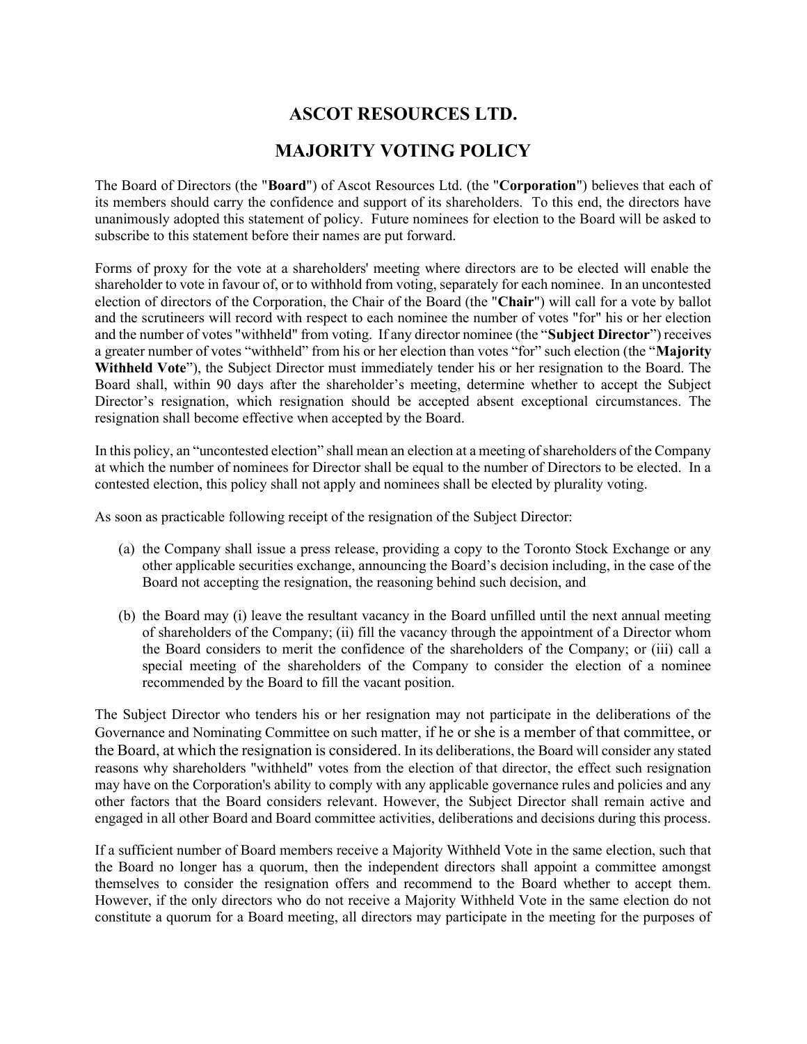# ASCOT RESOURCES LTD.

# MAJORITY VOTING POLICY

The Board of Directors (the "**Board**") of Ascot Resources Ltd. (the "**Corporation**") believes that each of its members should carry the confidence and support of its shareholders. To this end, the directors have unanimously adopted this statement of policy. Future nominees for election to the Board will be asked to subscribe to this statement before their names are put forward.

Forms of proxy for the vote at a shareholders' meeting where directors are to be elected will enable the shareholder to vote in favour of, or to withhold from voting, separately for each nominee. In an uncontested election of directors of the Corporation, the Chair of the Board (the "**Chair**") will call for a vote by ballot and the scrutineers will record with respect to each nominee the number of votes "for" his or her election and the number of votes "withheld" from voting. If any director nominee (the "**Subject Director**") receives a greater number of votes "withheld" from his or her election than votes "for" such election (the "**Majority Withheld Vote**"), the Subject Director must immediately tender his or her resignation to the Board. The Board shall, within 90 days after the shareholder's meeting, determine whether to accept the Subject Director's resignation, which resignation should be accepted absent exceptional circumstances. The resignation shall become effective when accepted by the Board.

In this policy, an "uncontested election" shall mean an election at a meeting of shareholders of the Company at which the number of nominees for Director shall be equal to the number of Directors to be elected. In a contested election, this policy shall not apply and nominees shall be elected by plurality voting.

As soon as practicable following receipt of the resignation of the Subject Director:

(a) the Company shall issue a press release, providing a copy to the Toronto Stock Exchange or any other applicable securities exchange, announcing the Board's decision including, in the case of the Board not accepting the resignation, the reasoning behind such decision, and

(b) the Board may (i) leave the resultant vacancy in the Board unfilled until the next annual meeting of shareholders of the Company; (ii) fill the vacancy through the appointment of a Director whom the Board considers to merit the confidence of the shareholders of the Company; or (iii) call a special meeting of the shareholders of the Company to consider the election of a nominee recommended by the Board to fill the vacant position.

The Subject Director who tenders his or her resignation may not participate in the deliberations of the Governance and Nominating Committee on such matter, if he or she is a member of that committee, or the Board, at which the resignation is considered. In its deliberations, the Board will consider any stated reasons why shareholders "withheld" votes from the election of that director, the effect such resignation may have on the Corporation's ability to comply with any applicable governance rules and policies and any other factors that the Board considers relevant. However, the Subject Director shall remain active and engaged in all other Board and Board committee activities, deliberations and decisions during this process.

If a sufficient number of Board members receive a Majority Withheld Vote in the same election, such that the Board no longer has a quorum, then the independent directors shall appoint a committee amongst themselves to consider the resignation offers and recommend to the Board whether to accept them. However, if the only directors who do not receive a Majority Withheld Vote in the same election do not constitute a quorum for a Board meeting, all directors may participate in the meeting for the purposes of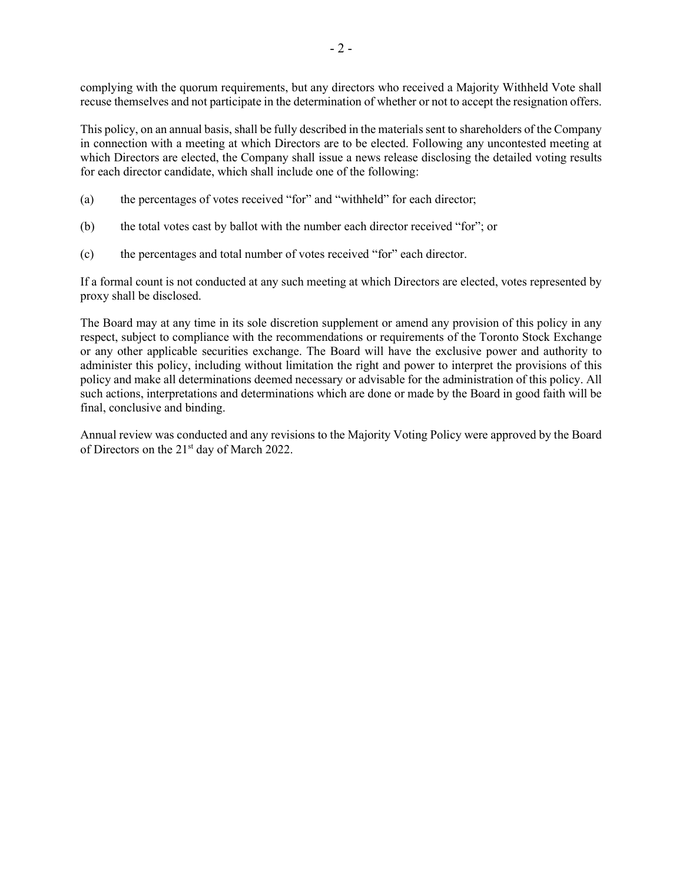complying with the quorum requirements, but any directors who received a Majority Withheld Vote shall recuse themselves and not participate in the determination of whether or not to accept the resignation offers.

This policy, on an annual basis, shall be fully described in the materials sent to shareholders of the Company in connection with a meeting at which Directors are to be elected. Following any uncontested meeting at which Directors are elected, the Company shall issue a news release disclosing the detailed voting results for each director candidate, which shall include one of the following:

(a) the percentages of votes received "for" and "withheld" for each director;

(b) the total votes cast by ballot with the number each director received "for"; or

(c) the percentages and total number of votes received "for" each director.

If a formal count is not conducted at any such meeting at which Directors are elected, votes represented by proxy shall be disclosed.

The Board may at any time in its sole discretion supplement or amend any provision of this policy in any respect, subject to compliance with the recommendations or requirements of the Toronto Stock Exchange or any other applicable securities exchange. The Board will have the exclusive power and authority to administer this policy, including without limitation the right and power to interpret the provisions of this policy and make all determinations deemed necessary or advisable for the administration of this policy. All such actions, interpretations and determinations which are done or made by the Board in good faith will be final, conclusive and binding.

Annual review was conducted and any revisions to the Majority Voting Policy were approved by the Board of Directors on the 21st day of March 2022.